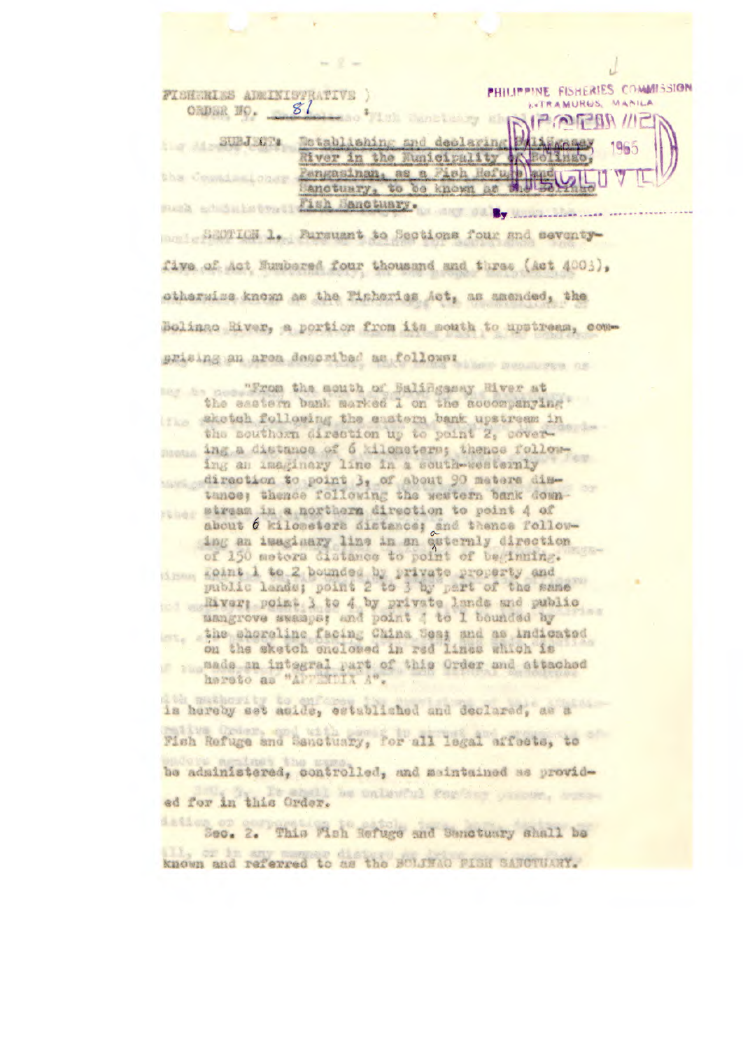FISHERIES ADMINISTRATIVE )
ORDER NO. 81 )

PHILIPPINE FISHERIES COMMISSION
INTRAMUROS, MANILA
RECEIVED
1965
By ..............

SUBJECT: Establishing and declaring Balingasay River in the Municipality of Bolinao, Pangasinan, as a Fish Refuge and Sanctuary, to be known as the Bolinao Fish Sanctuary.

SECTION 1. Pursuant to Sections four and seventy-five of Act Numbered four thousand and three (Act 4003), otherwise known as the Fisheries Act, as amended, the Bolinao River, a portion from its mouth to upstream, comprising an area described as follows:

> "From the mouth of Balingasay River at the eastern bank marked 1 on the accompanying sketch following the eastern bank upstream in the southern direction up to point 2, covering a distance of 6 kilometers; thence following an imaginary line in a south-westerly direction to point 3, of about 90 meters distance; thence following the western bank downstream in a northern direction to point 4 of about 6 kilometers distance; and thence following an imaginary line in an easterly direction of 150 meters distance to point of beginning. Point 1 to 2 bounded by private property and public lands; point 2 to 3 by part of the same River; point 3 to 4 by private lands and public mangrove swamps; and point 4 to 1 bounded by the shoreline facing China Sea; and as indicated on the sketch enclosed in red lines which is made an integral part of this Order and attached hereto as "APPENDIX A".

is hereby set aside, established and declared, as a Fish Refuge and Sanctuary, for all legal effects, to be administered, controlled, and maintained as provided for in this Order.

Sec. 2. This Fish Refuge and Sanctuary shall be known and referred to as the BOLINAO FISH SANCTUARY.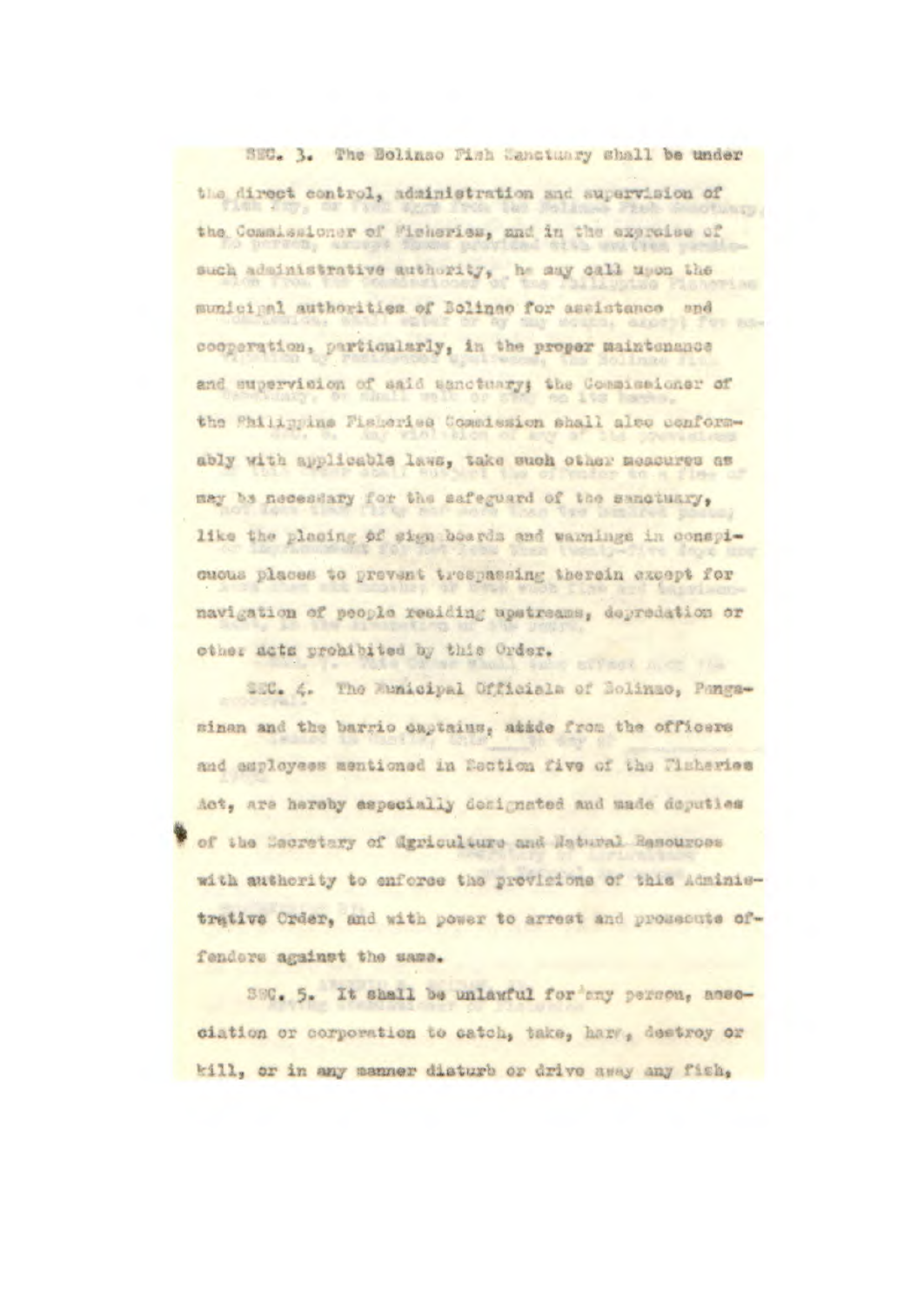SEC. 3. The Bolinao Fish Sanctuary shall be under the direct control, administration and supervision of the Commissioner of Fisheries, and in the exercise of such administrative authority, he may call upon the municipal authorities of Bolinao for assistance and cooperation, particularly, in the proper maintenance and supervision of said sanctuary; the Commissioner of the Philippine Fisheries Commission shall also conformably with applicable laws, take such other measures as may be necessary for the safeguard of the sanctuary, like the placing of sign boards and warnings in conspicuous places to prevent trespassing therein except for navigation of people residing upstreams, depredation or other acts prohibited by this Order.

SEC. 4. The Municipal Officials of Bolinao, Pangasinan and the barrio captains, aside from the officers and employees mentioned in Section five of the Fisheries Act, are hereby especially designated and made deputies of the Secretary of Agriculture and Natural Resources with authority to enforce the provisions of this Administrative Order, and with power to arrest and prosecute offenders against the same.

SEC. 5. It shall be unlawful for any person, association or corporation to catch, take, harm, destroy or kill, or in any manner disturb or drive away any fish,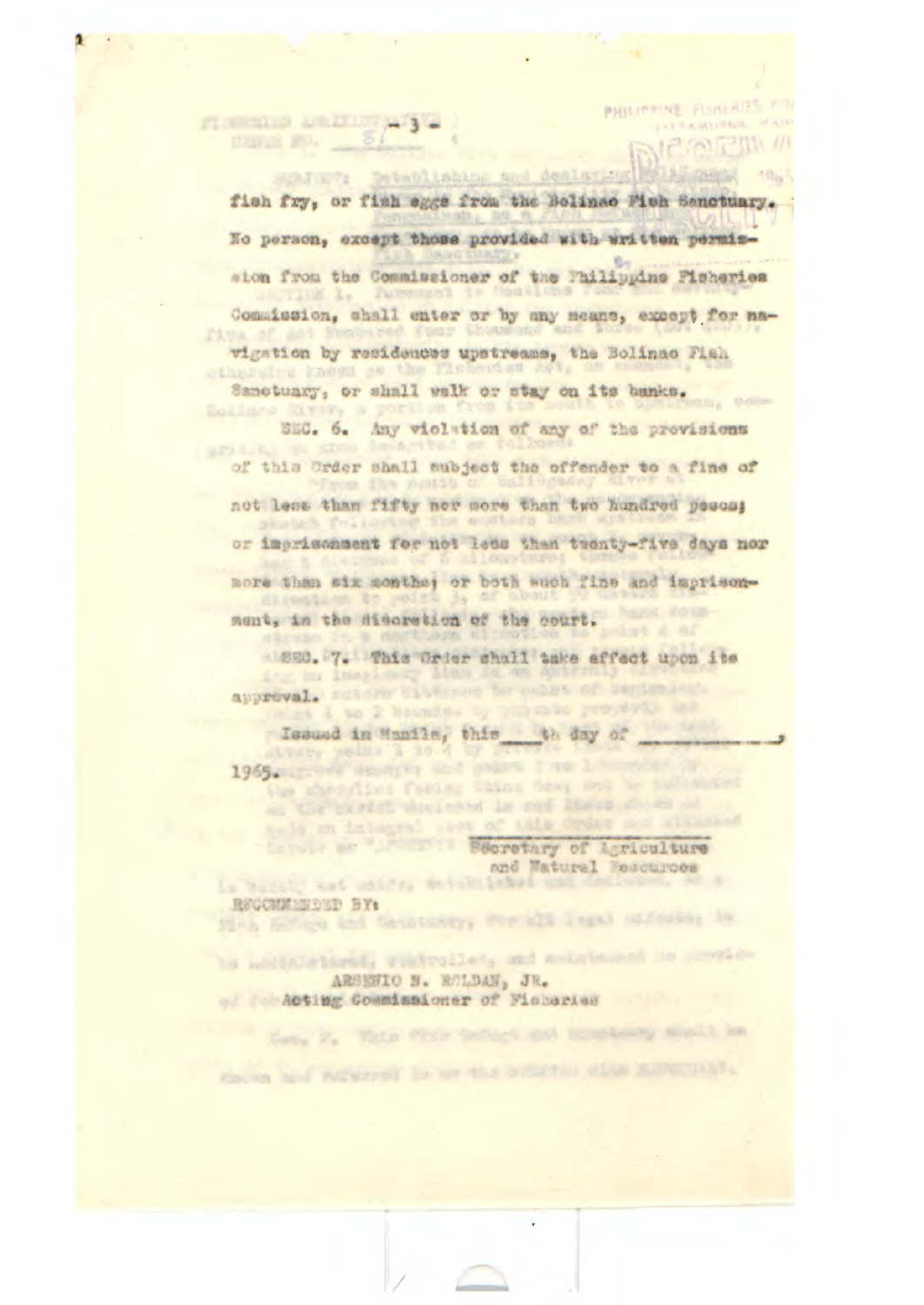fish fry, or fish eggs from the Bolinao Fish Sanctuary. No person, except those provided with written permission from the Commissioner of the Philippine Fisheries Commission, shall enter or by any means, except for navigation by residences upstreams, the Bolinao Fish Sanctuary, or shall walk or stay on its banks.

SEC. 6. Any violation of any of the provisions of this Order shall subject the offender to a fine of not less than fifty nor more than two hundred pesos; or imprisonment for not less than twenty-five days nor more than six months; or both such fine and imprisonment, in the discretion of the court.

SEC. 7. This Order shall take effect upon its approval.

Issued in Manila, this \_\_\_th day of \_\_\_\_\_\_\_\_\_\_, 1965.

Secretary of Agriculture
and Natural Resources

RECOMMENDED BY:

ARSENIO N. ROLDAN, JR.
Acting Commissioner of Fisheries